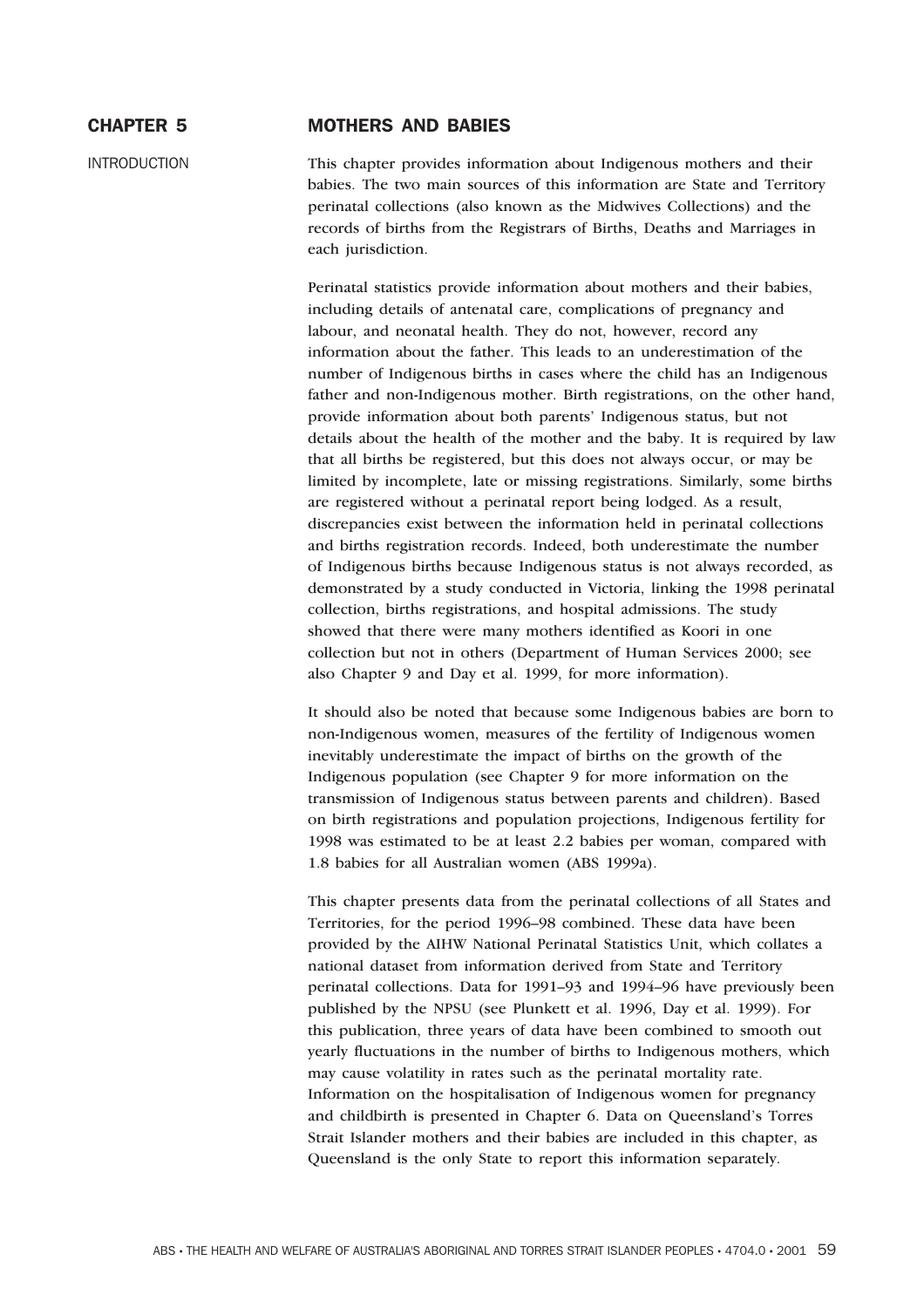# CHAPTER 5 MOTHERS AND BABIES

## INTRODUCTION

This chapter provides information about Indigenous mothers and their babies. The two main sources of this information are State and Territory perinatal collections (also known as the Midwives Collections) and the records of births from the Registrars of Births, Deaths and Marriages in each jurisdiction.

Perinatal statistics provide information about mothers and their babies, including details of antenatal care, complications of pregnancy and labour, and neonatal health. They do not, however, record any information about the father. This leads to an underestimation of the number of Indigenous births in cases where the child has an Indigenous father and non-Indigenous mother. Birth registrations, on the other hand, provide information about both parents' Indigenous status, but not details about the health of the mother and the baby. It is required by law that all births be registered, but this does not always occur, or may be limited by incomplete, late or missing registrations. Similarly, some births are registered without a perinatal report being lodged. As a result, discrepancies exist between the information held in perinatal collections and births registration records. Indeed, both underestimate the number of Indigenous births because Indigenous status is not always recorded, as demonstrated by a study conducted in Victoria, linking the 1998 perinatal collection, births registrations, and hospital admissions. The study showed that there were many mothers identified as Koori in one collection but not in others (Department of Human Services 2000; see also Chapter 9 and Day et al. 1999, for more information).

It should also be noted that because some Indigenous babies are born to non-Indigenous women, measures of the fertility of Indigenous women inevitably underestimate the impact of births on the growth of the Indigenous population (see Chapter 9 for more information on the transmission of Indigenous status between parents and children). Based on birth registrations and population projections, Indigenous fertility for 1998 was estimated to be at least 2.2 babies per woman, compared with 1.8 babies for all Australian women (ABS 1999a).

This chapter presents data from the perinatal collections of all States and Territories, for the period 1996–98 combined. These data have been provided by the AIHW National Perinatal Statistics Unit, which collates a national dataset from information derived from State and Territory perinatal collections. Data for 1991–93 and 1994–96 have previously been published by the NPSU (see Plunkett et al. 1996, Day et al. 1999). For this publication, three years of data have been combined to smooth out yearly fluctuations in the number of births to Indigenous mothers, which may cause volatility in rates such as the perinatal mortality rate. Information on the hospitalisation of Indigenous women for pregnancy and childbirth is presented in Chapter 6. Data on Queensland's Torres Strait Islander mothers and their babies are included in this chapter, as Queensland is the only State to report this information separately.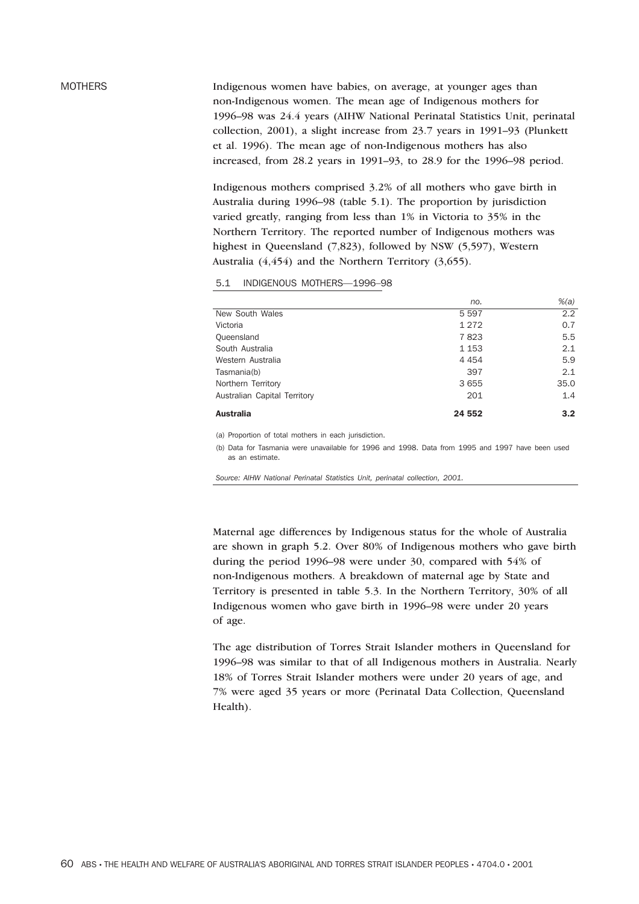## MOTHERS

Indigenous women have babies, on average, at younger ages than non-Indigenous women. The mean age of Indigenous mothers for 1996–98 was 24.4 years (AIHW National Perinatal Statistics Unit, perinatal collection, 2001), a slight increase from 23.7 years in 1991–93 (Plunkett et al. 1996). The mean age of non-Indigenous mothers has also increased, from 28.2 years in 1991–93, to 28.9 for the 1996–98 period.

Indigenous mothers comprised 3.2% of all mothers who gave birth in Australia during 1996–98 (table 5.1). The proportion by jurisdiction varied greatly, ranging from less than 1% in Victoria to 35% in the Northern Territory. The reported number of Indigenous mothers was highest in Queensland (7,823), followed by NSW (5,597), Western Australia (4,454) and the Northern Territory (3,655).

5.1 INDIGENOUS MOTHERS—1996–98

| | *no.* | *%(a)* |
|---|---|---|
| New South Wales | 5 597 | 2.2 |
| Victoria | 1 272 | 0.7 |
| Queensland | 7 823 | 5.5 |
| South Australia | 1 153 | 2.1 |
| Western Australia | 4 454 | 5.9 |
| Tasmania(b) | 397 | 2.1 |
| Northern Territory | 3 655 | 35.0 |
| Australian Capital Territory | 201 | 1.4 |
| **Australia** | **24 552** | **3.2** |

(a) Proportion of total mothers in each jurisdiction.

(b) Data for Tasmania were unavailable for 1996 and 1998. Data from 1995 and 1997 have been used as an estimate.

*Source: AIHW National Perinatal Statistics Unit, perinatal collection, 2001.*

Maternal age differences by Indigenous status for the whole of Australia are shown in graph 5.2. Over 80% of Indigenous mothers who gave birth during the period 1996–98 were under 30, compared with 54% of non-Indigenous mothers. A breakdown of maternal age by State and Territory is presented in table 5.3. In the Northern Territory, 30% of all Indigenous women who gave birth in 1996–98 were under 20 years of age.

The age distribution of Torres Strait Islander mothers in Queensland for 1996–98 was similar to that of all Indigenous mothers in Australia. Nearly 18% of Torres Strait Islander mothers were under 20 years of age, and 7% were aged 35 years or more (Perinatal Data Collection, Queensland Health).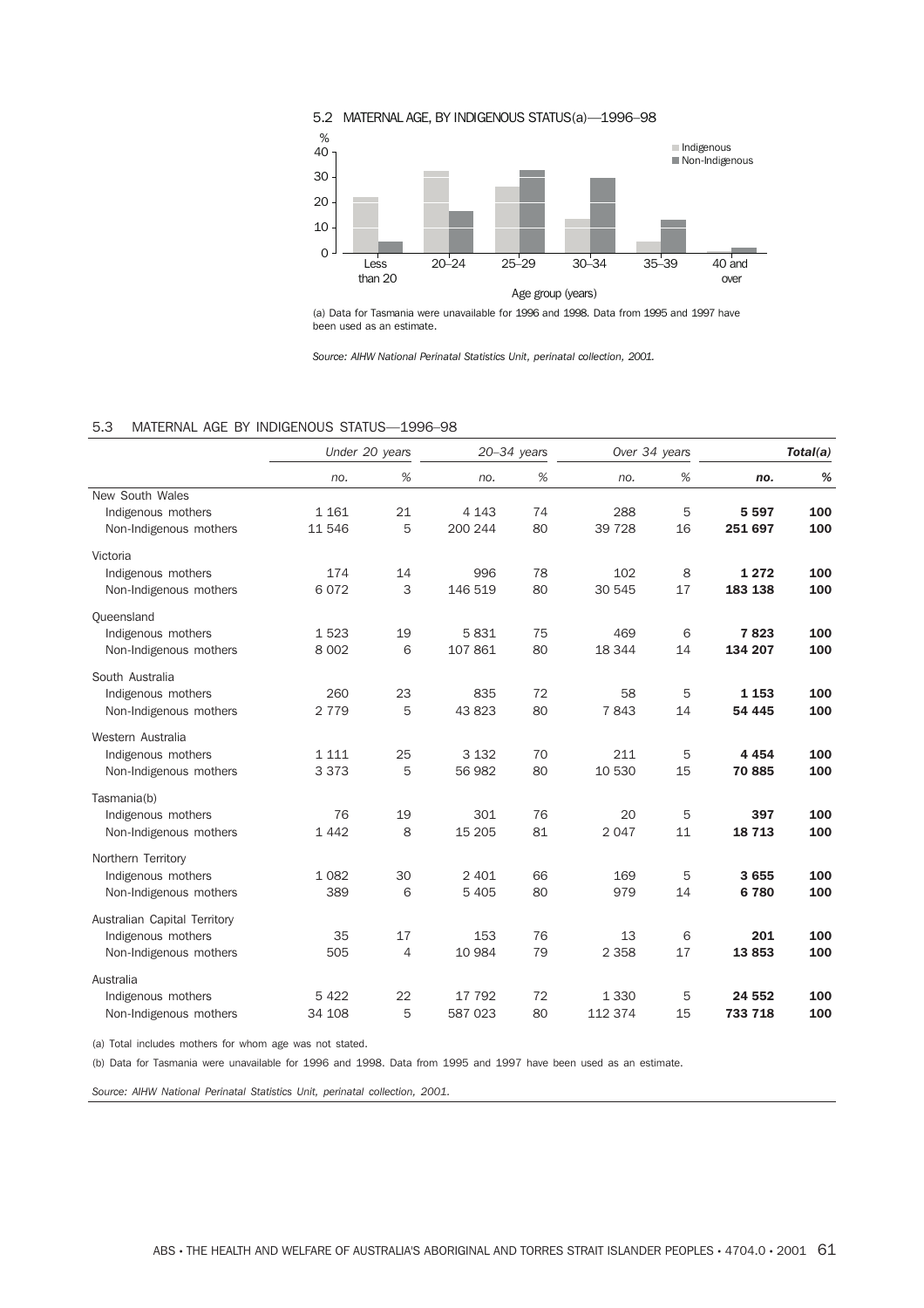### 5.2 MATERNAL AGE, BY INDIGENOUS STATUS(a)—1996–98

(a) Data for Tasmania were unavailable for 1996 and 1998. Data from 1995 and 1997 have been used as an estimate.

*Source: AIHW National Perinatal Statistics Unit, perinatal collection, 2001.*

### 5.3 MATERNAL AGE BY INDIGENOUS STATUS—1996–98

| | *Under 20 years* | | *20–34 years* | | *Over 34 years* | | ***Total(a)*** | |
|---|---|---|---|---|---|---|---|---|
| | *no.* | *%* | *no.* | *%* | *no.* | *%* | ***no.*** | ***%*** |
| New South Wales | | | | | | | | |
| Indigenous mothers | 1 161 | 21 | 4 143 | 74 | 288 | 5 | **5 597** | **100** |
| Non-Indigenous mothers | 11 546 | 5 | 200 244 | 80 | 39 728 | 16 | **251 697** | **100** |
| Victoria | | | | | | | | |
| Indigenous mothers | 174 | 14 | 996 | 78 | 102 | 8 | **1 272** | **100** |
| Non-Indigenous mothers | 6 072 | 3 | 146 519 | 80 | 30 545 | 17 | **183 138** | **100** |
| Queensland | | | | | | | | |
| Indigenous mothers | 1 523 | 19 | 5 831 | 75 | 469 | 6 | **7 823** | **100** |
| Non-Indigenous mothers | 8 002 | 6 | 107 861 | 80 | 18 344 | 14 | **134 207** | **100** |
| South Australia | | | | | | | | |
| Indigenous mothers | 260 | 23 | 835 | 72 | 58 | 5 | **1 153** | **100** |
| Non-Indigenous mothers | 2 779 | 5 | 43 823 | 80 | 7 843 | 14 | **54 445** | **100** |
| Western Australia | | | | | | | | |
| Indigenous mothers | 1 111 | 25 | 3 132 | 70 | 211 | 5 | **4 454** | **100** |
| Non-Indigenous mothers | 3 373 | 5 | 56 982 | 80 | 10 530 | 15 | **70 885** | **100** |
| Tasmania(b) | | | | | | | | |
| Indigenous mothers | 76 | 19 | 301 | 76 | 20 | 5 | **397** | **100** |
| Non-Indigenous mothers | 1 442 | 8 | 15 205 | 81 | 2 047 | 11 | **18 713** | **100** |
| Northern Territory | | | | | | | | |
| Indigenous mothers | 1 082 | 30 | 2 401 | 66 | 169 | 5 | **3 655** | **100** |
| Non-Indigenous mothers | 389 | 6 | 5 405 | 80 | 979 | 14 | **6 780** | **100** |
| Australian Capital Territory | | | | | | | | |
| Indigenous mothers | 35 | 17 | 153 | 76 | 13 | 6 | **201** | **100** |
| Non-Indigenous mothers | 505 | 4 | 10 984 | 79 | 2 358 | 17 | **13 853** | **100** |
| Australia | | | | | | | | |
| Indigenous mothers | 5 422 | 22 | 17 792 | 72 | 1 330 | 5 | **24 552** | **100** |
| Non-Indigenous mothers | 34 108 | 5 | 587 023 | 80 | 112 374 | 15 | **733 718** | **100** |

(a) Total includes mothers for whom age was not stated.

(b) Data for Tasmania were unavailable for 1996 and 1998. Data from 1995 and 1997 have been used as an estimate.

*Source: AIHW National Perinatal Statistics Unit, perinatal collection, 2001.*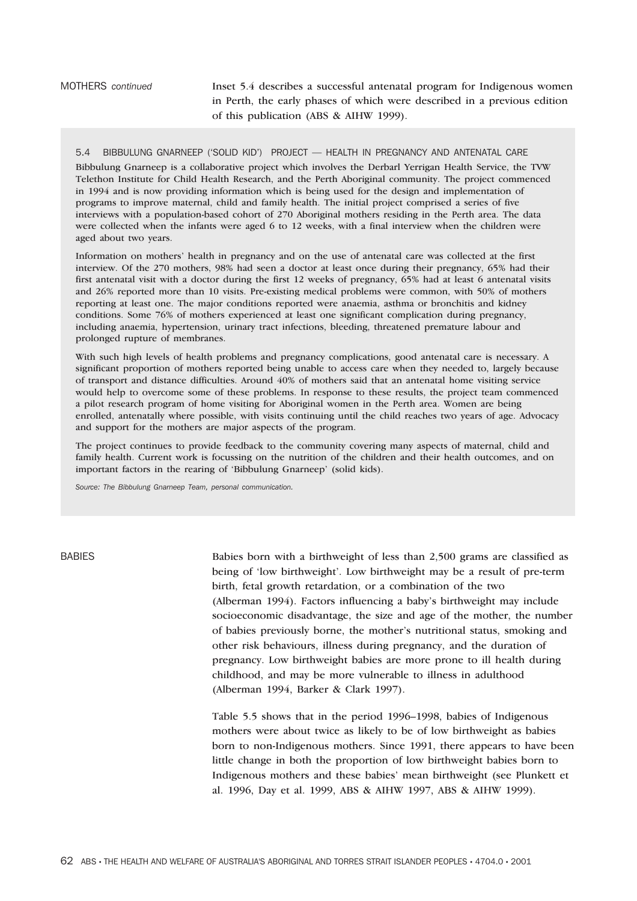MOTHERS *continued*

Inset 5.4 describes a successful antenatal program for Indigenous women in Perth, the early phases of which were described in a previous edition of this publication (ABS & AIHW 1999).

### 5.4 BIBBULUNG GNARNEEP ('SOLID KID') PROJECT — HEALTH IN PREGNANCY AND ANTENATAL CARE

Bibbulung Gnarneep is a collaborative project which involves the Derbarl Yerrigan Health Service, the TVW Telethon Institute for Child Health Research, and the Perth Aboriginal community. The project commenced in 1994 and is now providing information which is being used for the design and implementation of programs to improve maternal, child and family health. The initial project comprised a series of five interviews with a population-based cohort of 270 Aboriginal mothers residing in the Perth area. The data were collected when the infants were aged 6 to 12 weeks, with a final interview when the children were aged about two years.

Information on mothers' health in pregnancy and on the use of antenatal care was collected at the first interview. Of the 270 mothers, 98% had seen a doctor at least once during their pregnancy, 65% had their first antenatal visit with a doctor during the first 12 weeks of pregnancy, 65% had at least 6 antenatal visits and 26% reported more than 10 visits. Pre-existing medical problems were common, with 50% of mothers reporting at least one. The major conditions reported were anaemia, asthma or bronchitis and kidney conditions. Some 76% of mothers experienced at least one significant complication during pregnancy, including anaemia, hypertension, urinary tract infections, bleeding, threatened premature labour and prolonged rupture of membranes.

With such high levels of health problems and pregnancy complications, good antenatal care is necessary. A significant proportion of mothers reported being unable to access care when they needed to, largely because of transport and distance difficulties. Around 40% of mothers said that an antenatal home visiting service would help to overcome some of these problems. In response to these results, the project team commenced a pilot research program of home visiting for Aboriginal women in the Perth area. Women are being enrolled, antenatally where possible, with visits continuing until the child reaches two years of age. Advocacy and support for the mothers are major aspects of the program.

The project continues to provide feedback to the community covering many aspects of maternal, child and family health. Current work is focussing on the nutrition of the children and their health outcomes, and on important factors in the rearing of 'Bibbulung Gnarneep' (solid kids).

*Source: The Bibbulung Gnarneep Team, personal communication.*

## BABIES

Babies born with a birthweight of less than 2,500 grams are classified as being of 'low birthweight'. Low birthweight may be a result of pre-term birth, fetal growth retardation, or a combination of the two (Alberman 1994). Factors influencing a baby's birthweight may include socioeconomic disadvantage, the size and age of the mother, the number of babies previously borne, the mother's nutritional status, smoking and other risk behaviours, illness during pregnancy, and the duration of pregnancy. Low birthweight babies are more prone to ill health during childhood, and may be more vulnerable to illness in adulthood (Alberman 1994, Barker & Clark 1997).

Table 5.5 shows that in the period 1996–1998, babies of Indigenous mothers were about twice as likely to be of low birthweight as babies born to non-Indigenous mothers. Since 1991, there appears to have been little change in both the proportion of low birthweight babies born to Indigenous mothers and these babies' mean birthweight (see Plunkett et al. 1996, Day et al. 1999, ABS & AIHW 1997, ABS & AIHW 1999).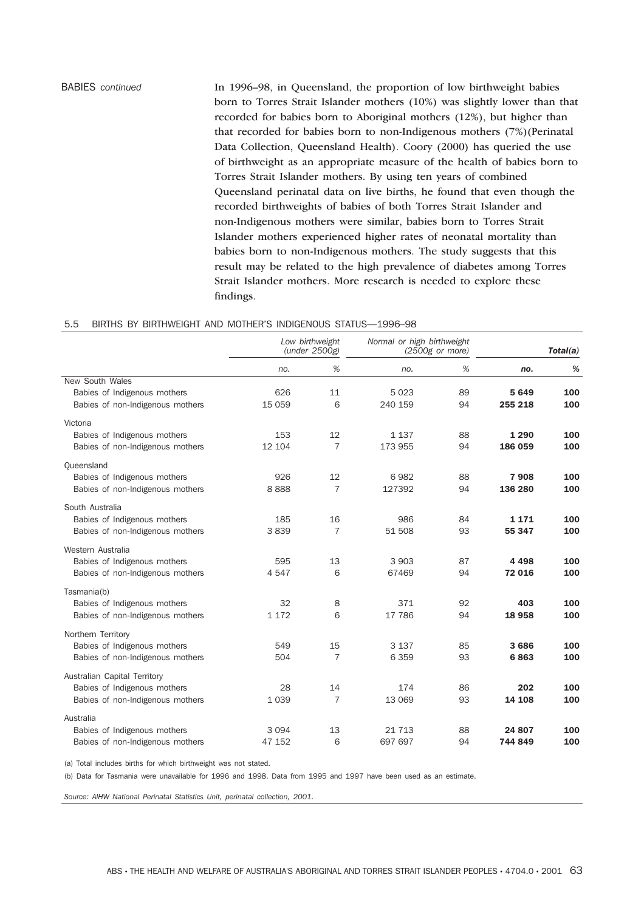BABIES *continued*

In 1996–98, in Queensland, the proportion of low birthweight babies born to Torres Strait Islander mothers (10%) was slightly lower than that recorded for babies born to Aboriginal mothers (12%), but higher than that recorded for babies born to non-Indigenous mothers (7%)(Perinatal Data Collection, Queensland Health). Coory (2000) has queried the use of birthweight as an appropriate measure of the health of babies born to Torres Strait Islander mothers. By using ten years of combined Queensland perinatal data on live births, he found that even though the recorded birthweights of babies of both Torres Strait Islander and non-Indigenous mothers were similar, babies born to Torres Strait Islander mothers experienced higher rates of neonatal mortality than babies born to non-Indigenous mothers. The study suggests that this result may be related to the high prevalence of diabetes among Torres Strait Islander mothers. More research is needed to explore these findings.

5.5 BIRTHS BY BIRTHWEIGHT AND MOTHER'S INDIGENOUS STATUS—1996–98

| | *Low birthweight (under 2500g)* | | *Normal or high birthweight (2500g or more)* | | ***Total(a)*** | |
|---|---|---|---|---|---|---|
| | *no.* | *%* | *no.* | *%* | ***no.*** | ***%*** |
| New South Wales | | | | | | |
| Babies of Indigenous mothers | 626 | 11 | 5 023 | 89 | **5 649** | **100** |
| Babies of non-Indigenous mothers | 15 059 | 6 | 240 159 | 94 | **255 218** | **100** |
| Victoria | | | | | | |
| Babies of Indigenous mothers | 153 | 12 | 1 137 | 88 | **1 290** | **100** |
| Babies of non-Indigenous mothers | 12 104 | 7 | 173 955 | 94 | **186 059** | **100** |
| Queensland | | | | | | |
| Babies of Indigenous mothers | 926 | 12 | 6 982 | 88 | **7 908** | **100** |
| Babies of non-Indigenous mothers | 8 888 | 7 | 127392 | 94 | **136 280** | **100** |
| South Australia | | | | | | |
| Babies of Indigenous mothers | 185 | 16 | 986 | 84 | **1 171** | **100** |
| Babies of non-Indigenous mothers | 3 839 | 7 | 51 508 | 93 | **55 347** | **100** |
| Western Australia | | | | | | |
| Babies of Indigenous mothers | 595 | 13 | 3 903 | 87 | **4 498** | **100** |
| Babies of non-Indigenous mothers | 4 547 | 6 | 67469 | 94 | **72 016** | **100** |
| Tasmania(b) | | | | | | |
| Babies of Indigenous mothers | 32 | 8 | 371 | 92 | **403** | **100** |
| Babies of non-Indigenous mothers | 1 172 | 6 | 17 786 | 94 | **18 958** | **100** |
| Northern Territory | | | | | | |
| Babies of Indigenous mothers | 549 | 15 | 3 137 | 85 | **3 686** | **100** |
| Babies of non-Indigenous mothers | 504 | 7 | 6 359 | 93 | **6 863** | **100** |
| Australian Capital Territory | | | | | | |
| Babies of Indigenous mothers | 28 | 14 | 174 | 86 | **202** | **100** |
| Babies of non-Indigenous mothers | 1 039 | 7 | 13 069 | 93 | **14 108** | **100** |
| Australia | | | | | | |
| Babies of Indigenous mothers | 3 094 | 13 | 21 713 | 88 | **24 807** | **100** |
| Babies of non-Indigenous mothers | 47 152 | 6 | 697 697 | 94 | **744 849** | **100** |

(a) Total includes births for which birthweight was not stated.

(b) Data for Tasmania were unavailable for 1996 and 1998. Data from 1995 and 1997 have been used as an estimate.

*Source: AIHW National Perinatal Statistics Unit, perinatal collection, 2001.*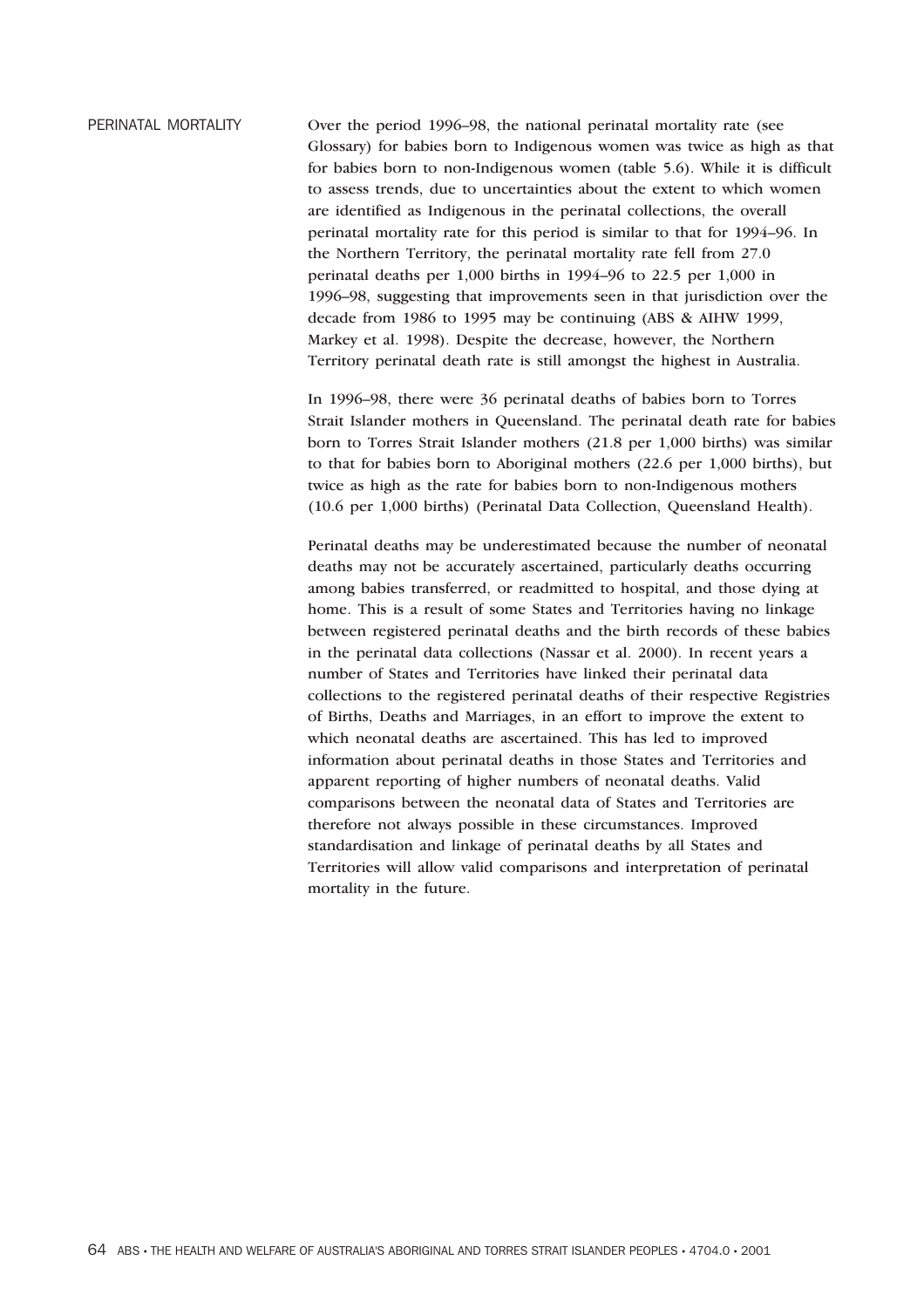## PERINATAL MORTALITY

Over the period 1996–98, the national perinatal mortality rate (see Glossary) for babies born to Indigenous women was twice as high as that for babies born to non-Indigenous women (table 5.6). While it is difficult to assess trends, due to uncertainties about the extent to which women are identified as Indigenous in the perinatal collections, the overall perinatal mortality rate for this period is similar to that for 1994–96. In the Northern Territory, the perinatal mortality rate fell from 27.0 perinatal deaths per 1,000 births in 1994–96 to 22.5 per 1,000 in 1996–98, suggesting that improvements seen in that jurisdiction over the decade from 1986 to 1995 may be continuing (ABS & AIHW 1999, Markey et al. 1998). Despite the decrease, however, the Northern Territory perinatal death rate is still amongst the highest in Australia.

In 1996–98, there were 36 perinatal deaths of babies born to Torres Strait Islander mothers in Queensland. The perinatal death rate for babies born to Torres Strait Islander mothers (21.8 per 1,000 births) was similar to that for babies born to Aboriginal mothers (22.6 per 1,000 births), but twice as high as the rate for babies born to non-Indigenous mothers (10.6 per 1,000 births) (Perinatal Data Collection, Queensland Health).

Perinatal deaths may be underestimated because the number of neonatal deaths may not be accurately ascertained, particularly deaths occurring among babies transferred, or readmitted to hospital, and those dying at home. This is a result of some States and Territories having no linkage between registered perinatal deaths and the birth records of these babies in the perinatal data collections (Nassar et al. 2000). In recent years a number of States and Territories have linked their perinatal data collections to the registered perinatal deaths of their respective Registries of Births, Deaths and Marriages, in an effort to improve the extent to which neonatal deaths are ascertained. This has led to improved information about perinatal deaths in those States and Territories and apparent reporting of higher numbers of neonatal deaths. Valid comparisons between the neonatal data of States and Territories are therefore not always possible in these circumstances. Improved standardisation and linkage of perinatal deaths by all States and Territories will allow valid comparisons and interpretation of perinatal mortality in the future.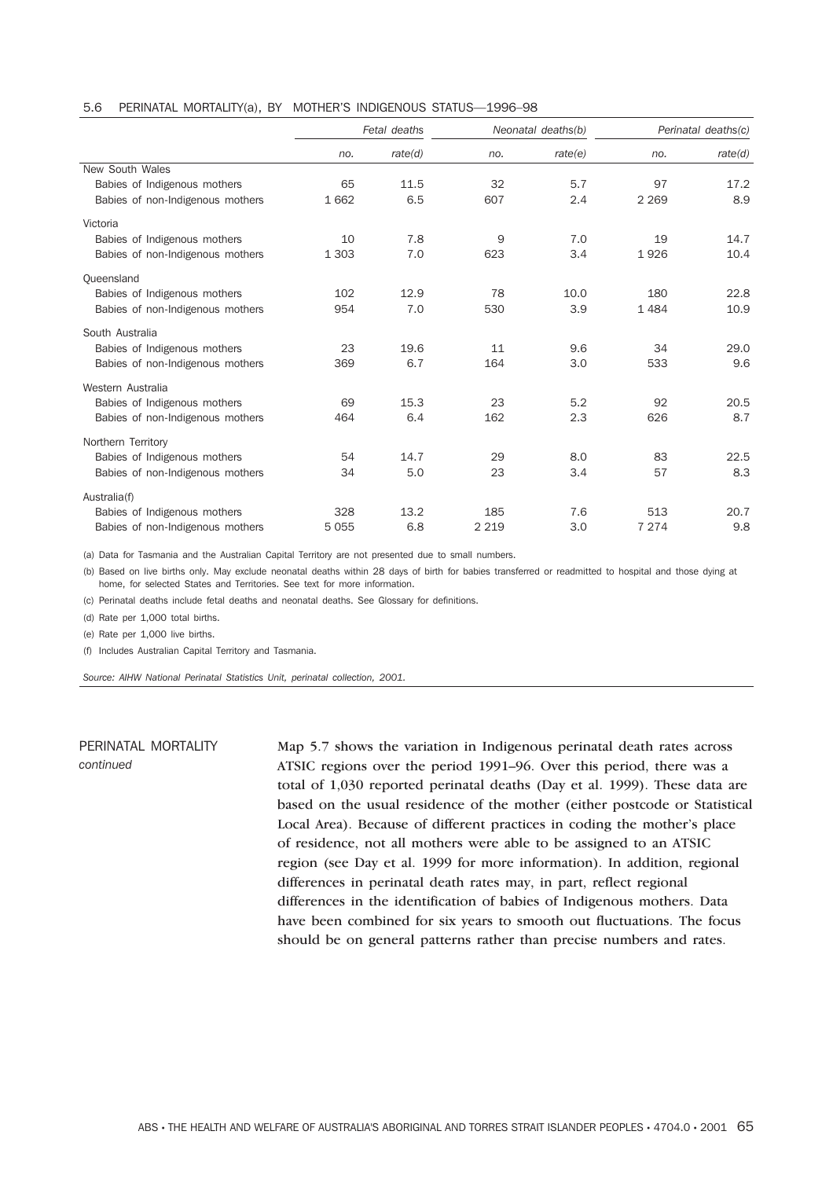5.6 PERINATAL MORTALITY(a), BY MOTHER'S INDIGENOUS STATUS—1996–98

| | Fetal deaths | | Neonatal deaths(b) | | Perinatal deaths(c) | |
|---|---|---|---|---|---|---|
| | no. | rate(d) | no. | rate(e) | no. | rate(d) |
| **New South Wales** | | | | | | |
| Babies of Indigenous mothers | 65 | 11.5 | 32 | 5.7 | 97 | 17.2 |
| Babies of non-Indigenous mothers | 1 662 | 6.5 | 607 | 2.4 | 2 269 | 8.9 |
| **Victoria** | | | | | | |
| Babies of Indigenous mothers | 10 | 7.8 | 9 | 7.0 | 19 | 14.7 |
| Babies of non-Indigenous mothers | 1 303 | 7.0 | 623 | 3.4 | 1 926 | 10.4 |
| **Queensland** | | | | | | |
| Babies of Indigenous mothers | 102 | 12.9 | 78 | 10.0 | 180 | 22.8 |
| Babies of non-Indigenous mothers | 954 | 7.0 | 530 | 3.9 | 1 484 | 10.9 |
| **South Australia** | | | | | | |
| Babies of Indigenous mothers | 23 | 19.6 | 11 | 9.6 | 34 | 29.0 |
| Babies of non-Indigenous mothers | 369 | 6.7 | 164 | 3.0 | 533 | 9.6 |
| **Western Australia** | | | | | | |
| Babies of Indigenous mothers | 69 | 15.3 | 23 | 5.2 | 92 | 20.5 |
| Babies of non-Indigenous mothers | 464 | 6.4 | 162 | 2.3 | 626 | 8.7 |
| **Northern Territory** | | | | | | |
| Babies of Indigenous mothers | 54 | 14.7 | 29 | 8.0 | 83 | 22.5 |
| Babies of non-Indigenous mothers | 34 | 5.0 | 23 | 3.4 | 57 | 8.3 |
| **Australia(f)** | | | | | | |
| Babies of Indigenous mothers | 328 | 13.2 | 185 | 7.6 | 513 | 20.7 |
| Babies of non-Indigenous mothers | 5 055 | 6.8 | 2 219 | 3.0 | 7 274 | 9.8 |

(a) Data for Tasmania and the Australian Capital Territory are not presented due to small numbers.

(b) Based on live births only. May exclude neonatal deaths within 28 days of birth for babies transferred or readmitted to hospital and those dying at home, for selected States and Territories. See text for more information.

(c) Perinatal deaths include fetal deaths and neonatal deaths. See Glossary for definitions.

(d) Rate per 1,000 total births.

(e) Rate per 1,000 live births.

(f) Includes Australian Capital Territory and Tasmania.

*Source: AIHW National Perinatal Statistics Unit, perinatal collection, 2001.*

## PERINATAL MORTALITY *continued*

Map 5.7 shows the variation in Indigenous perinatal death rates across ATSIC regions over the period 1991–96. Over this period, there was a total of 1,030 reported perinatal deaths (Day et al. 1999). These data are based on the usual residence of the mother (either postcode or Statistical Local Area). Because of different practices in coding the mother's place of residence, not all mothers were able to be assigned to an ATSIC region (see Day et al. 1999 for more information). In addition, regional differences in perinatal death rates may, in part, reflect regional differences in the identification of babies of Indigenous mothers. Data have been combined for six years to smooth out fluctuations. The focus should be on general patterns rather than precise numbers and rates.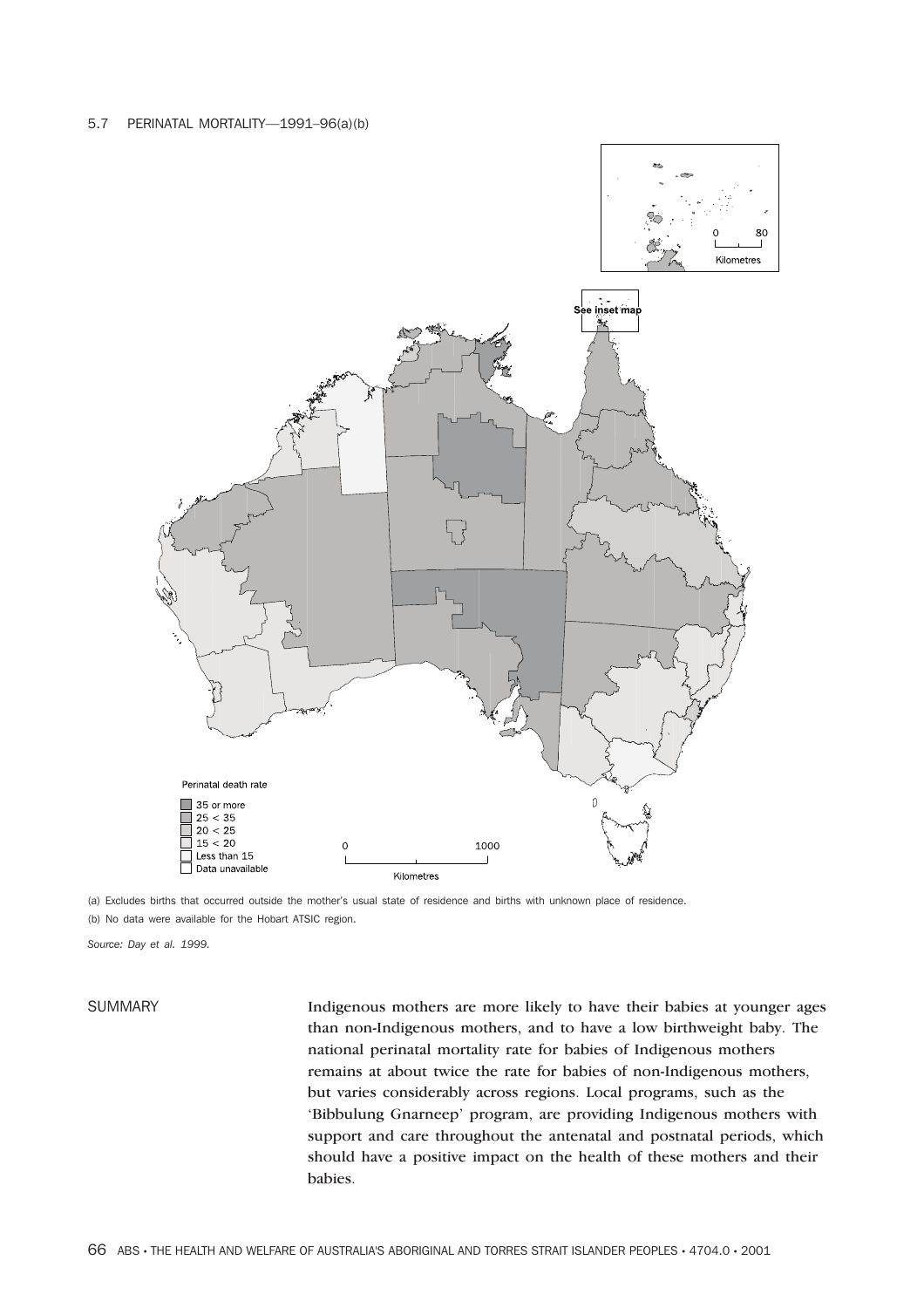5.7 PERINATAL MORTALITY—1991–96(a)(b)

See inset map

0 80
Kilometres

Perinatal death rate

35 or more
25 < 35
20 < 25
15 < 20
Less than 15
Data unavailable

0 1000
Kilometres

(a) Excludes births that occurred outside the mother's usual state of residence and births with unknown place of residence.

(b) No data were available for the Hobart ATSIC region.

*Source: Day et al. 1999.*

## SUMMARY

Indigenous mothers are more likely to have their babies at younger ages than non-Indigenous mothers, and to have a low birthweight baby. The national perinatal mortality rate for babies of Indigenous mothers remains at about twice the rate for babies of non-Indigenous mothers, but varies considerably across regions. Local programs, such as the 'Bibbulung Gnarneep' program, are providing Indigenous mothers with support and care throughout the antenatal and postnatal periods, which should have a positive impact on the health of these mothers and their babies.